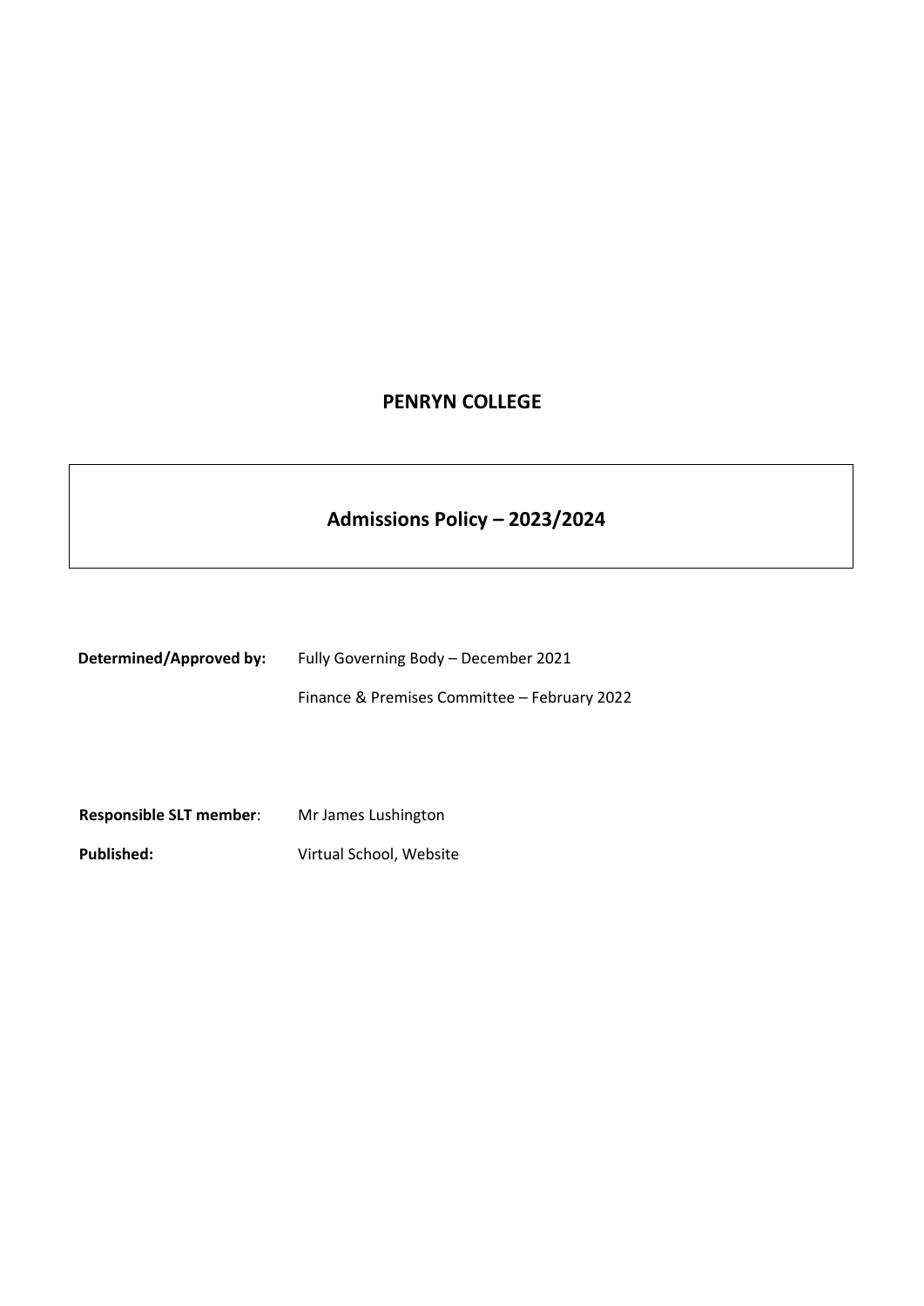# PENRYN COLLEGE

## Admissions Policy – 2023/2024

**Determined/Approved by:** Fully Governing Body – December 2021

Finance & Premises Committee – February 2022

**Responsible SLT member**: Mr James Lushington

**Published:** Virtual School, Website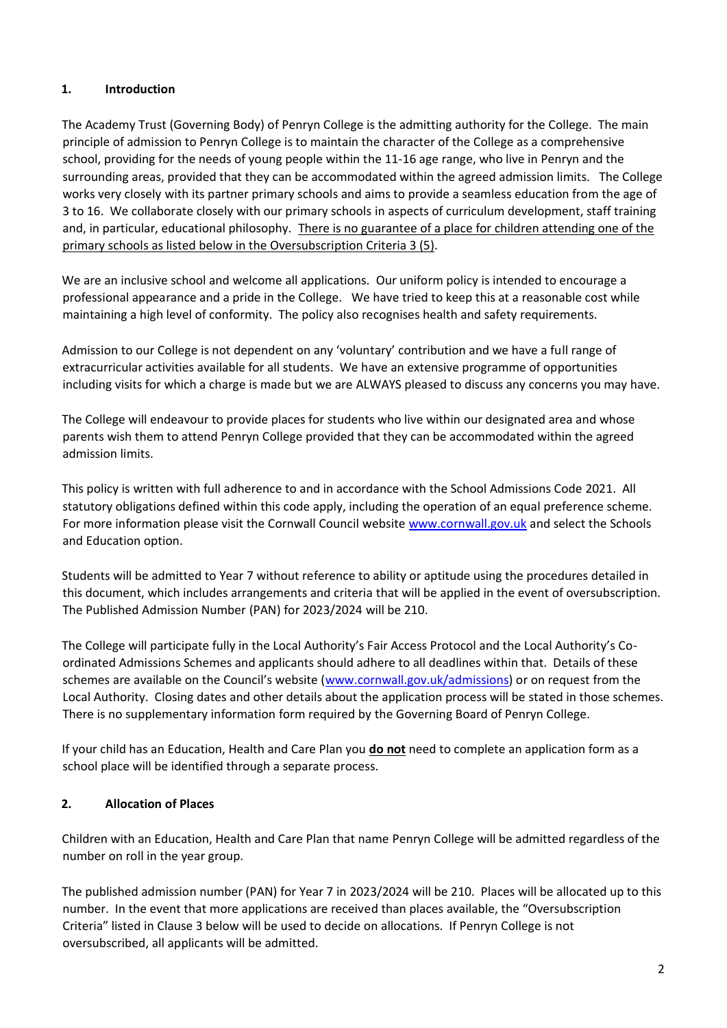## 1. Introduction

The Academy Trust (Governing Body) of Penryn College is the admitting authority for the College. The main principle of admission to Penryn College is to maintain the character of the College as a comprehensive school, providing for the needs of young people within the 11-16 age range, who live in Penryn and the surrounding areas, provided that they can be accommodated within the agreed admission limits. The College works very closely with its partner primary schools and aims to provide a seamless education from the age of 3 to 16. We collaborate closely with our primary schools in aspects of curriculum development, staff training and, in particular, educational philosophy. <u>There is no guarantee of a place for children attending one of the primary schools as listed below in the Oversubscription Criteria 3 (5)</u>.

We are an inclusive school and welcome all applications. Our uniform policy is intended to encourage a professional appearance and a pride in the College. We have tried to keep this at a reasonable cost while maintaining a high level of conformity. The policy also recognises health and safety requirements.

Admission to our College is not dependent on any 'voluntary' contribution and we have a full range of extracurricular activities available for all students. We have an extensive programme of opportunities including visits for which a charge is made but we are ALWAYS pleased to discuss any concerns you may have.

The College will endeavour to provide places for students who live within our designated area and whose parents wish them to attend Penryn College provided that they can be accommodated within the agreed admission limits.

This policy is written with full adherence to and in accordance with the School Admissions Code 2021. All statutory obligations defined within this code apply, including the operation of an equal preference scheme. For more information please visit the Cornwall Council website [www.cornwall.gov.uk](www.cornwall.gov.uk) and select the Schools and Education option.

Students will be admitted to Year 7 without reference to ability or aptitude using the procedures detailed in this document, which includes arrangements and criteria that will be applied in the event of oversubscription. The Published Admission Number (PAN) for 2023/2024 will be 210.

The College will participate fully in the Local Authority's Fair Access Protocol and the Local Authority's Co-ordinated Admissions Schemes and applicants should adhere to all deadlines within that. Details of these schemes are available on the Council's website ([www.cornwall.gov.uk/admissions](www.cornwall.gov.uk/admissions)) or on request from the Local Authority. Closing dates and other details about the application process will be stated in those schemes. There is no supplementary information form required by the Governing Board of Penryn College.

If your child has an Education, Health and Care Plan you **<u>do not</u>** need to complete an application form as a school place will be identified through a separate process.

## 2. Allocation of Places

Children with an Education, Health and Care Plan that name Penryn College will be admitted regardless of the number on roll in the year group.

The published admission number (PAN) for Year 7 in 2023/2024 will be 210. Places will be allocated up to this number. In the event that more applications are received than places available, the "Oversubscription Criteria" listed in Clause 3 below will be used to decide on allocations. If Penryn College is not oversubscribed, all applicants will be admitted.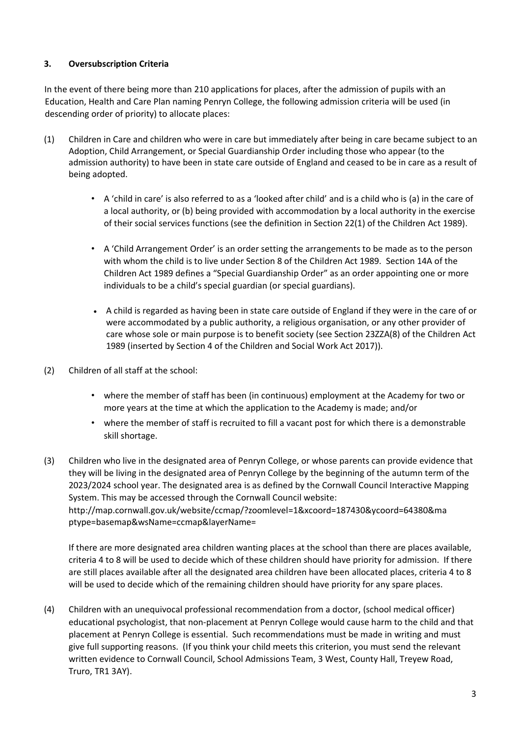### 3. Oversubscription Criteria

In the event of there being more than 210 applications for places, after the admission of pupils with an Education, Health and Care Plan naming Penryn College, the following admission criteria will be used (in descending order of priority) to allocate places:

(1) Children in Care and children who were in care but immediately after being in care became subject to an Adoption, Child Arrangement, or Special Guardianship Order including those who appear (to the admission authority) to have been in state care outside of England and ceased to be in care as a result of being adopted.

- A 'child in care' is also referred to as a 'looked after child' and is a child who is (a) in the care of a local authority, or (b) being provided with accommodation by a local authority in the exercise of their social services functions (see the definition in Section 22(1) of the Children Act 1989).
- A 'Child Arrangement Order' is an order setting the arrangements to be made as to the person with whom the child is to live under Section 8 of the Children Act 1989. Section 14A of the Children Act 1989 defines a "Special Guardianship Order" as an order appointing one or more individuals to be a child's special guardian (or special guardians).
- A child is regarded as having been in state care outside of England if they were in the care of or were accommodated by a public authority, a religious organisation, or any other provider of care whose sole or main purpose is to benefit society (see Section 23ZZA(8) of the Children Act 1989 (inserted by Section 4 of the Children and Social Work Act 2017)).

(2) Children of all staff at the school:

- where the member of staff has been (in continuous) employment at the Academy for two or more years at the time at which the application to the Academy is made; and/or
- where the member of staff is recruited to fill a vacant post for which there is a demonstrable skill shortage.

(3) Children who live in the designated area of Penryn College, or whose parents can provide evidence that they will be living in the designated area of Penryn College by the beginning of the autumn term of the 2023/2024 school year. The designated area is as defined by the Cornwall Council Interactive Mapping System. This may be accessed through the Cornwall Council website: http://map.cornwall.gov.uk/website/ccmap/?zoomlevel=1&xcoord=187430&ycoord=64380&maptype=basemap&wsName=ccmap&layerName=

If there are more designated area children wanting places at the school than there are places available, criteria 4 to 8 will be used to decide which of these children should have priority for admission. If there are still places available after all the designated area children have been allocated places, criteria 4 to 8 will be used to decide which of the remaining children should have priority for any spare places.

(4) Children with an unequivocal professional recommendation from a doctor, (school medical officer) educational psychologist, that non-placement at Penryn College would cause harm to the child and that placement at Penryn College is essential. Such recommendations must be made in writing and must give full supporting reasons. (If you think your child meets this criterion, you must send the relevant written evidence to Cornwall Council, School Admissions Team, 3 West, County Hall, Treyew Road, Truro, TR1 3AY).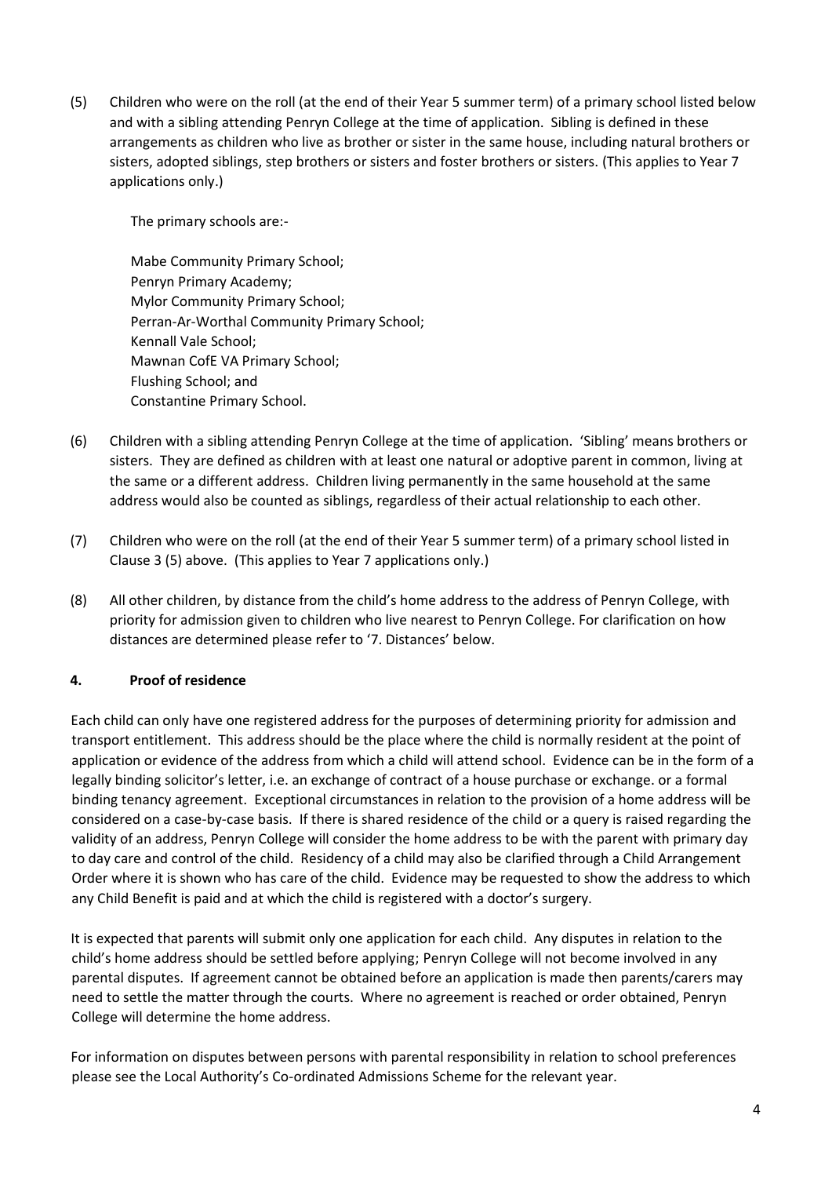(5) Children who were on the roll (at the end of their Year 5 summer term) of a primary school listed below and with a sibling attending Penryn College at the time of application. Sibling is defined in these arrangements as children who live as brother or sister in the same house, including natural brothers or sisters, adopted siblings, step brothers or sisters and foster brothers or sisters. (This applies to Year 7 applications only.)

   The primary schools are:-

   Mabe Community Primary School;
   Penryn Primary Academy;
   Mylor Community Primary School;
   Perran-Ar-Worthal Community Primary School;
   Kennall Vale School;
   Mawnan CofE VA Primary School;
   Flushing School; and
   Constantine Primary School.

(6) Children with a sibling attending Penryn College at the time of application. 'Sibling' means brothers or sisters. They are defined as children with at least one natural or adoptive parent in common, living at the same or a different address. Children living permanently in the same household at the same address would also be counted as siblings, regardless of their actual relationship to each other.

(7) Children who were on the roll (at the end of their Year 5 summer term) of a primary school listed in Clause 3 (5) above. (This applies to Year 7 applications only.)

(8) All other children, by distance from the child's home address to the address of Penryn College, with priority for admission given to children who live nearest to Penryn College. For clarification on how distances are determined please refer to '7. Distances' below.

## 4. Proof of residence

Each child can only have one registered address for the purposes of determining priority for admission and transport entitlement. This address should be the place where the child is normally resident at the point of application or evidence of the address from which a child will attend school. Evidence can be in the form of a legally binding solicitor's letter, i.e. an exchange of contract of a house purchase or exchange. or a formal binding tenancy agreement. Exceptional circumstances in relation to the provision of a home address will be considered on a case-by-case basis. If there is shared residence of the child or a query is raised regarding the validity of an address, Penryn College will consider the home address to be with the parent with primary day to day care and control of the child. Residency of a child may also be clarified through a Child Arrangement Order where it is shown who has care of the child. Evidence may be requested to show the address to which any Child Benefit is paid and at which the child is registered with a doctor's surgery.

It is expected that parents will submit only one application for each child. Any disputes in relation to the child's home address should be settled before applying; Penryn College will not become involved in any parental disputes. If agreement cannot be obtained before an application is made then parents/carers may need to settle the matter through the courts. Where no agreement is reached or order obtained, Penryn College will determine the home address.

For information on disputes between persons with parental responsibility in relation to school preferences please see the Local Authority's Co-ordinated Admissions Scheme for the relevant year.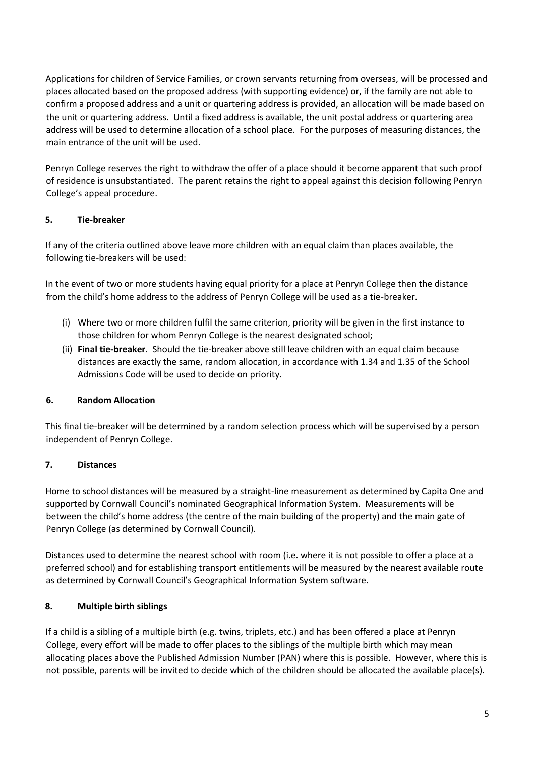Applications for children of Service Families, or crown servants returning from overseas, will be processed and places allocated based on the proposed address (with supporting evidence) or, if the family are not able to confirm a proposed address and a unit or quartering address is provided, an allocation will be made based on the unit or quartering address. Until a fixed address is available, the unit postal address or quartering area address will be used to determine allocation of a school place. For the purposes of measuring distances, the main entrance of the unit will be used.

Penryn College reserves the right to withdraw the offer of a place should it become apparent that such proof of residence is unsubstantiated. The parent retains the right to appeal against this decision following Penryn College's appeal procedure.

## 5. Tie-breaker

If any of the criteria outlined above leave more children with an equal claim than places available, the following tie-breakers will be used:

In the event of two or more students having equal priority for a place at Penryn College then the distance from the child's home address to the address of Penryn College will be used as a tie-breaker.

(i) Where two or more children fulfil the same criterion, priority will be given in the first instance to those children for whom Penryn College is the nearest designated school;

(ii) **Final tie-breaker**. Should the tie-breaker above still leave children with an equal claim because distances are exactly the same, random allocation, in accordance with 1.34 and 1.35 of the School Admissions Code will be used to decide on priority.

## 6. Random Allocation

This final tie-breaker will be determined by a random selection process which will be supervised by a person independent of Penryn College.

## 7. Distances

Home to school distances will be measured by a straight-line measurement as determined by Capita One and supported by Cornwall Council's nominated Geographical Information System. Measurements will be between the child's home address (the centre of the main building of the property) and the main gate of Penryn College (as determined by Cornwall Council).

Distances used to determine the nearest school with room (i.e. where it is not possible to offer a place at a preferred school) and for establishing transport entitlements will be measured by the nearest available route as determined by Cornwall Council's Geographical Information System software.

## 8. Multiple birth siblings

If a child is a sibling of a multiple birth (e.g. twins, triplets, etc.) and has been offered a place at Penryn College, every effort will be made to offer places to the siblings of the multiple birth which may mean allocating places above the Published Admission Number (PAN) where this is possible. However, where this is not possible, parents will be invited to decide which of the children should be allocated the available place(s).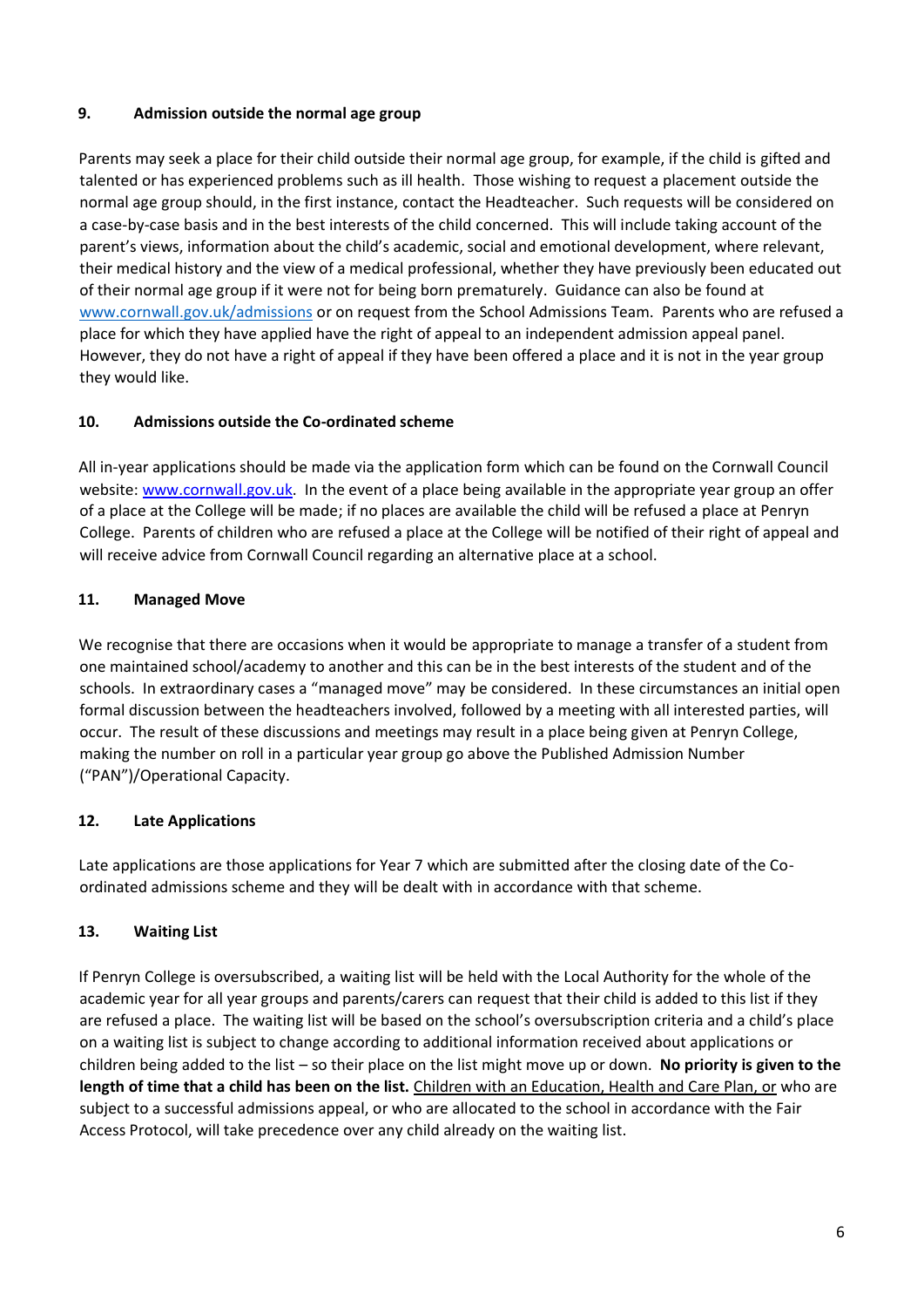## 9. Admission outside the normal age group

Parents may seek a place for their child outside their normal age group, for example, if the child is gifted and talented or has experienced problems such as ill health. Those wishing to request a placement outside the normal age group should, in the first instance, contact the Headteacher. Such requests will be considered on a case-by-case basis and in the best interests of the child concerned. This will include taking account of the parent's views, information about the child's academic, social and emotional development, where relevant, their medical history and the view of a medical professional, whether they have previously been educated out of their normal age group if it were not for being born prematurely. Guidance can also be found at [www.cornwall.gov.uk/admissions](http://www.cornwall.gov.uk/admissions) or on request from the School Admissions Team. Parents who are refused a place for which they have applied have the right of appeal to an independent admission appeal panel. However, they do not have a right of appeal if they have been offered a place and it is not in the year group they would like.

## 10. Admissions outside the Co-ordinated scheme

All in-year applications should be made via the application form which can be found on the Cornwall Council website: [www.cornwall.gov.uk](http://www.cornwall.gov.uk). In the event of a place being available in the appropriate year group an offer of a place at the College will be made; if no places are available the child will be refused a place at Penryn College. Parents of children who are refused a place at the College will be notified of their right of appeal and will receive advice from Cornwall Council regarding an alternative place at a school.

## 11. Managed Move

We recognise that there are occasions when it would be appropriate to manage a transfer of a student from one maintained school/academy to another and this can be in the best interests of the student and of the schools. In extraordinary cases a "managed move" may be considered. In these circumstances an initial open formal discussion between the headteachers involved, followed by a meeting with all interested parties, will occur. The result of these discussions and meetings may result in a place being given at Penryn College, making the number on roll in a particular year group go above the Published Admission Number ("PAN")/Operational Capacity.

## 12. Late Applications

Late applications are those applications for Year 7 which are submitted after the closing date of the Co-ordinated admissions scheme and they will be dealt with in accordance with that scheme.

## 13. Waiting List

If Penryn College is oversubscribed, a waiting list will be held with the Local Authority for the whole of the academic year for all year groups and parents/carers can request that their child is added to this list if they are refused a place. The waiting list will be based on the school's oversubscription criteria and a child's place on a waiting list is subject to change according to additional information received about applications or children being added to the list – so their place on the list might move up or down. **No priority is given to the length of time that a child has been on the list.** Children with an Education, Health and Care Plan, or who are subject to a successful admissions appeal, or who are allocated to the school in accordance with the Fair Access Protocol, will take precedence over any child already on the waiting list.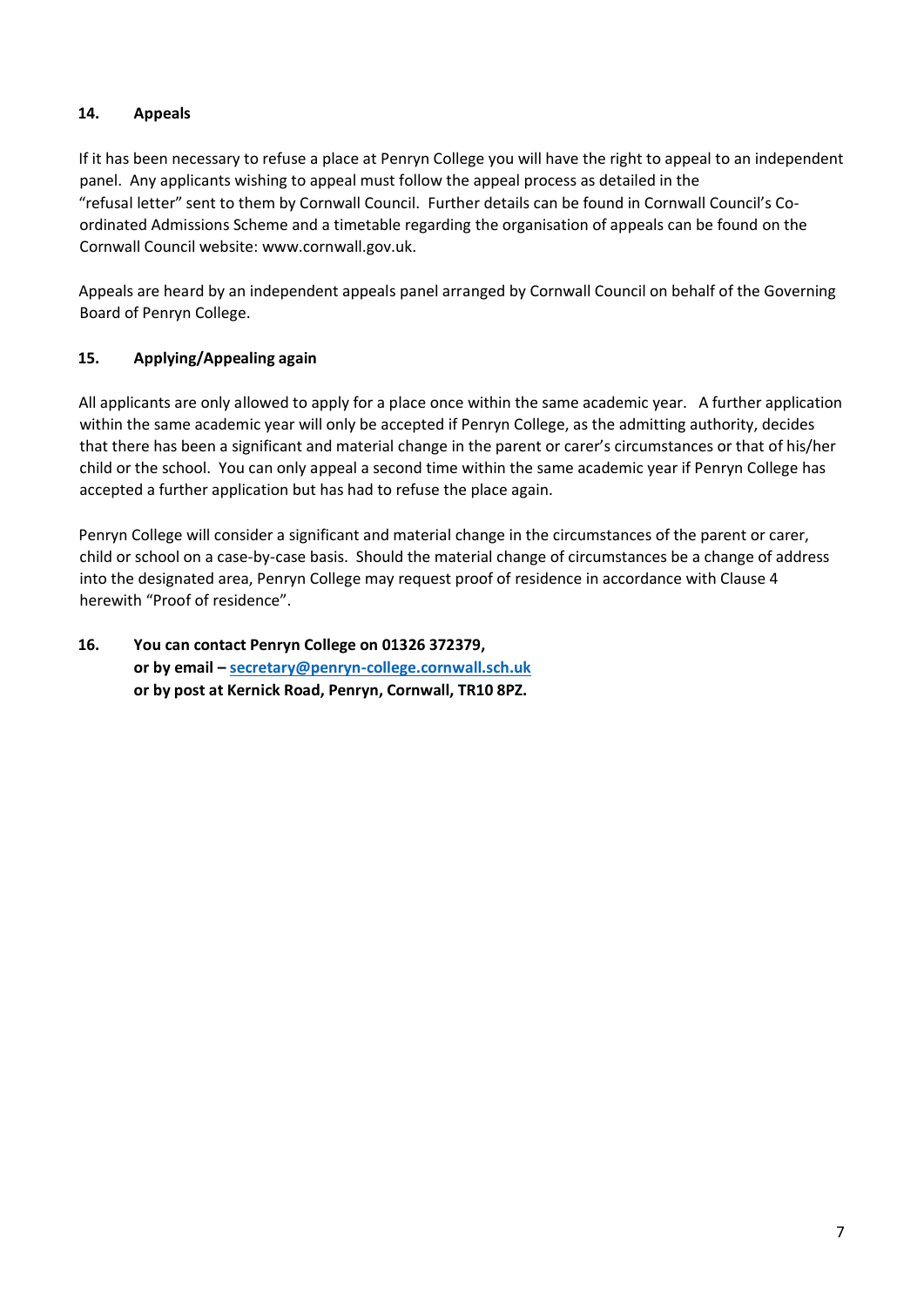## 14. Appeals

If it has been necessary to refuse a place at Penryn College you will have the right to appeal to an independent panel. Any applicants wishing to appeal must follow the appeal process as detailed in the "refusal letter" sent to them by Cornwall Council. Further details can be found in Cornwall Council's Co-ordinated Admissions Scheme and a timetable regarding the organisation of appeals can be found on the Cornwall Council website: www.cornwall.gov.uk.

Appeals are heard by an independent appeals panel arranged by Cornwall Council on behalf of the Governing Board of Penryn College.

## 15. Applying/Appealing again

All applicants are only allowed to apply for a place once within the same academic year. A further application within the same academic year will only be accepted if Penryn College, as the admitting authority, decides that there has been a significant and material change in the parent or carer's circumstances or that of his/her child or the school. You can only appeal a second time within the same academic year if Penryn College has accepted a further application but has had to refuse the place again.

Penryn College will consider a significant and material change in the circumstances of the parent or carer, child or school on a case-by-case basis. Should the material change of circumstances be a change of address into the designated area, Penryn College may request proof of residence in accordance with Clause 4 herewith "Proof of residence".

**16. You can contact Penryn College on 01326 372379,**
**or by email – secretary@penryn-college.cornwall.sch.uk**
**or by post at Kernick Road, Penryn, Cornwall, TR10 8PZ.**